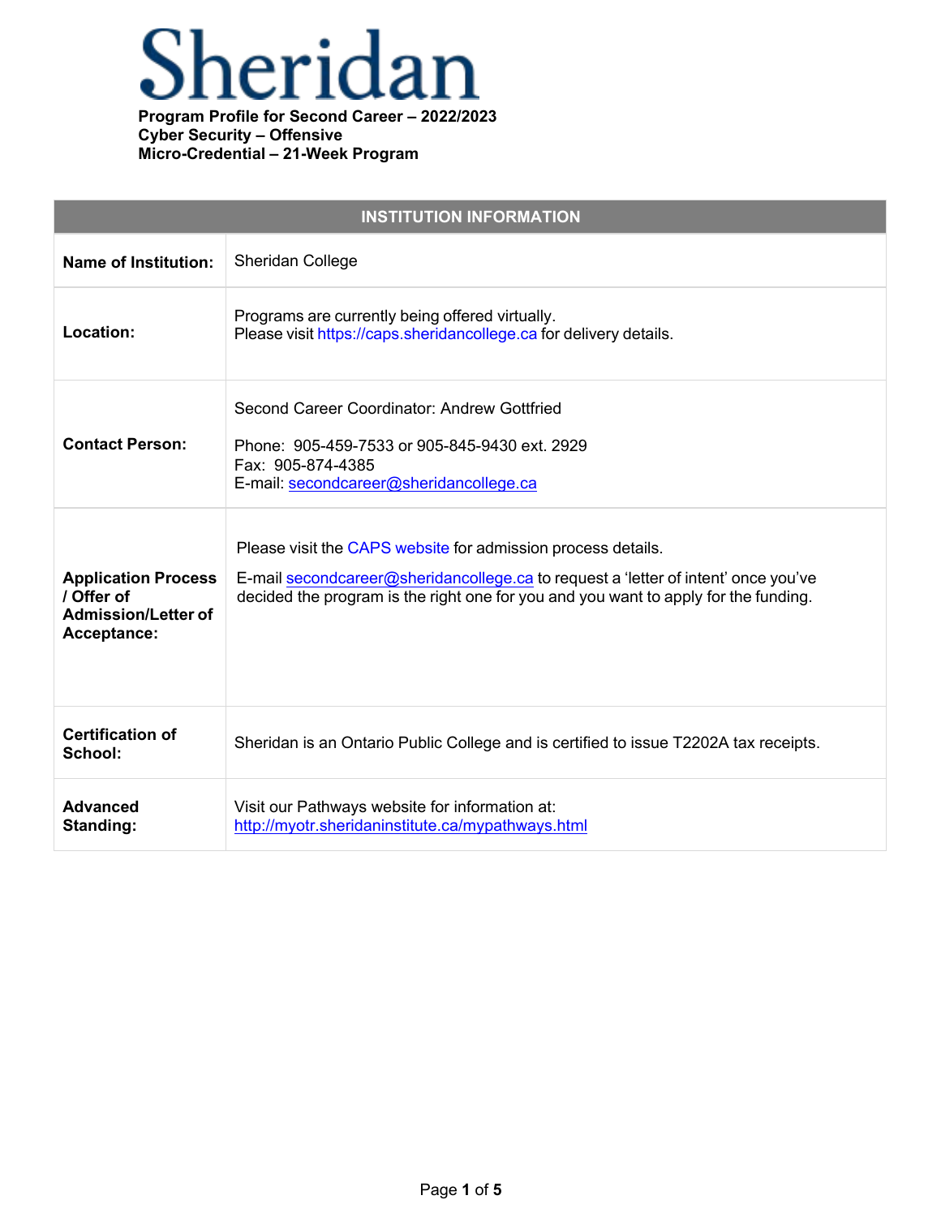# Sheridan

**Program Profile for Second Career – 2022/2023**
**Cyber Security – Offensive**
**Micro-Credential – 21-Week Program**

| INSTITUTION INFORMATION | |
|---|---|
| **Name of Institution:** | Sheridan College |
| **Location:** | Programs are currently being offered virtually.<br>Please visit https://caps.sheridancollege.ca for delivery details. |
| **Contact Person:** | Second Career Coordinator: Andrew Gottfried<br><br>Phone: 905-459-7533 or 905-845-9430 ext. 2929<br>Fax: 905-874-4385<br>E-mail: secondcareer@sheridancollege.ca |
| **Application Process / Offer of Admission/Letter of Acceptance:** | Please visit the CAPS website for admission process details.<br><br>E-mail secondcareer@sheridancollege.ca to request a 'letter of intent' once you've decided the program is the right one for you and you want to apply for the funding. |
| **Certification of School:** | Sheridan is an Ontario Public College and is certified to issue T2202A tax receipts. |
| **Advanced Standing:** | Visit our Pathways website for information at:<br>http://myotr.sheridaninstitute.ca/mypathways.html |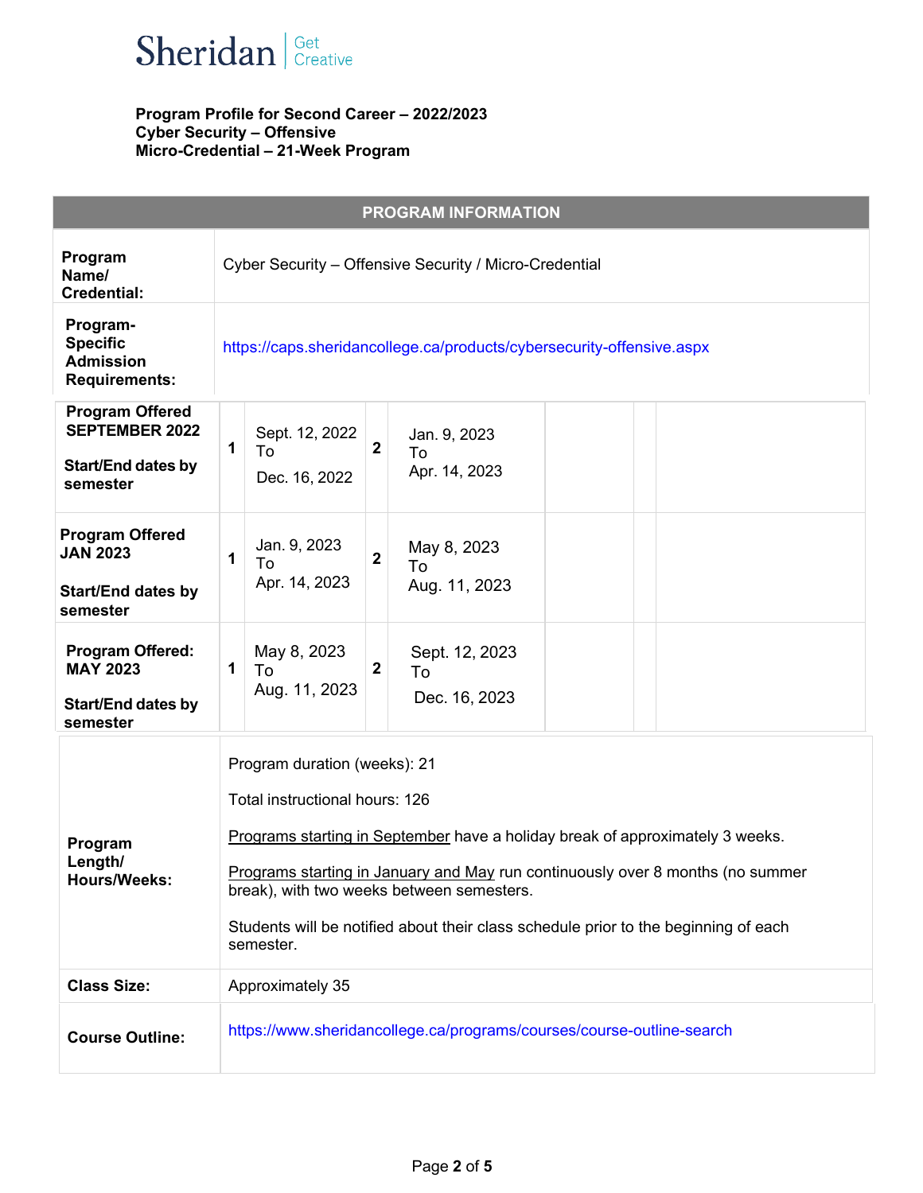**Program Profile for Second Career – 2022/2023**
**Cyber Security – Offensive**
**Micro-Credential – 21-Week Program**

| PROGRAM INFORMATION | | | | | | | |
|---|---|---|---|---|---|---|---|
| **Program Name/ Credential:** | Cyber Security – Offensive Security / Micro-Credential | | | | | | |
| **Program-Specific Admission Requirements:** | https://caps.sheridancollege.ca/products/cybersecurity-offensive.aspx | | | | | | |
| **Program Offered SEPTEMBER 2022** **Start/End dates by semester** | **1** | Sept. 12, 2022 To Dec. 16, 2022 | **2** | Jan. 9, 2023 To Apr. 14, 2023 | | | |
| **Program Offered JAN 2023** **Start/End dates by semester** | **1** | Jan. 9, 2023 To Apr. 14, 2023 | **2** | May 8, 2023 To Aug. 11, 2023 | | | |
| **Program Offered: MAY 2023** **Start/End dates by semester** | **1** | May 8, 2023 To Aug. 11, 2023 | **2** | Sept. 12, 2023 To Dec. 16, 2023 | | | |
| **Program Length/ Hours/Weeks:** | Program duration (weeks): 21<br><br>Total instructional hours: 126<br><br>Programs starting in September have a holiday break of approximately 3 weeks.<br><br>Programs starting in January and May run continuously over 8 months (no summer break), with two weeks between semesters.<br><br>Students will be notified about their class schedule prior to the beginning of each semester. | | | | | | |
| **Class Size:** | Approximately 35 | | | | | | |
| **Course Outline:** | https://www.sheridancollege.ca/programs/courses/course-outline-search | | | | | | |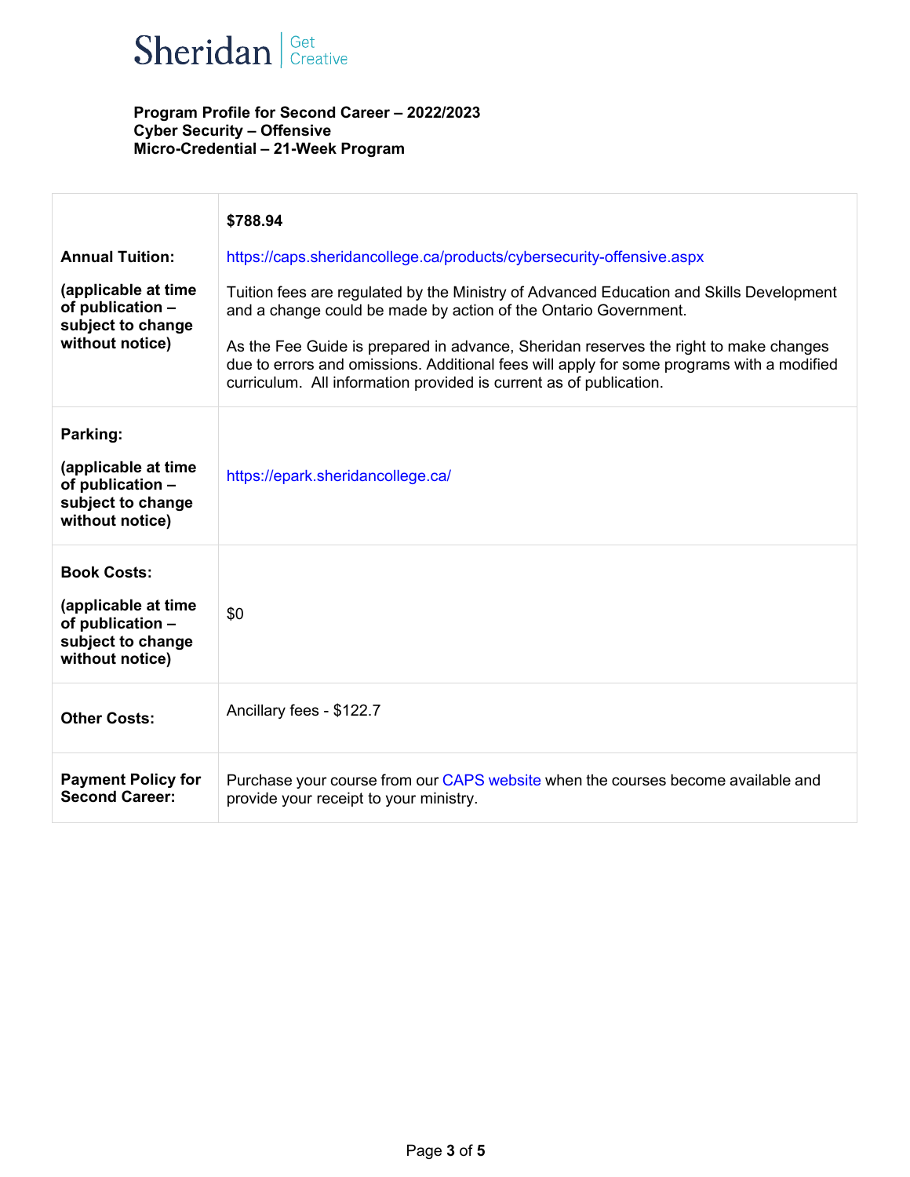Sheridan | Get Creative

**Program Profile for Second Career – 2022/2023**
**Cyber Security – Offensive**
**Micro-Credential – 21-Week Program**

| | |
|---|---|
| **Annual Tuition:** **(applicable at time of publication – subject to change without notice)** | **$788.94** https://caps.sheridancollege.ca/products/cybersecurity-offensive.aspx Tuition fees are regulated by the Ministry of Advanced Education and Skills Development and a change could be made by action of the Ontario Government. As the Fee Guide is prepared in advance, Sheridan reserves the right to make changes due to errors and omissions. Additional fees will apply for some programs with a modified curriculum. All information provided is current as of publication. |
| **Parking:** **(applicable at time of publication – subject to change without notice)** | https://epark.sheridancollege.ca/ |
| **Book Costs:** **(applicable at time of publication – subject to change without notice)** | $0 |
| **Other Costs:** | Ancillary fees - $122.7 |
| **Payment Policy for Second Career:** | Purchase your course from our CAPS website when the courses become available and provide your receipt to your ministry. |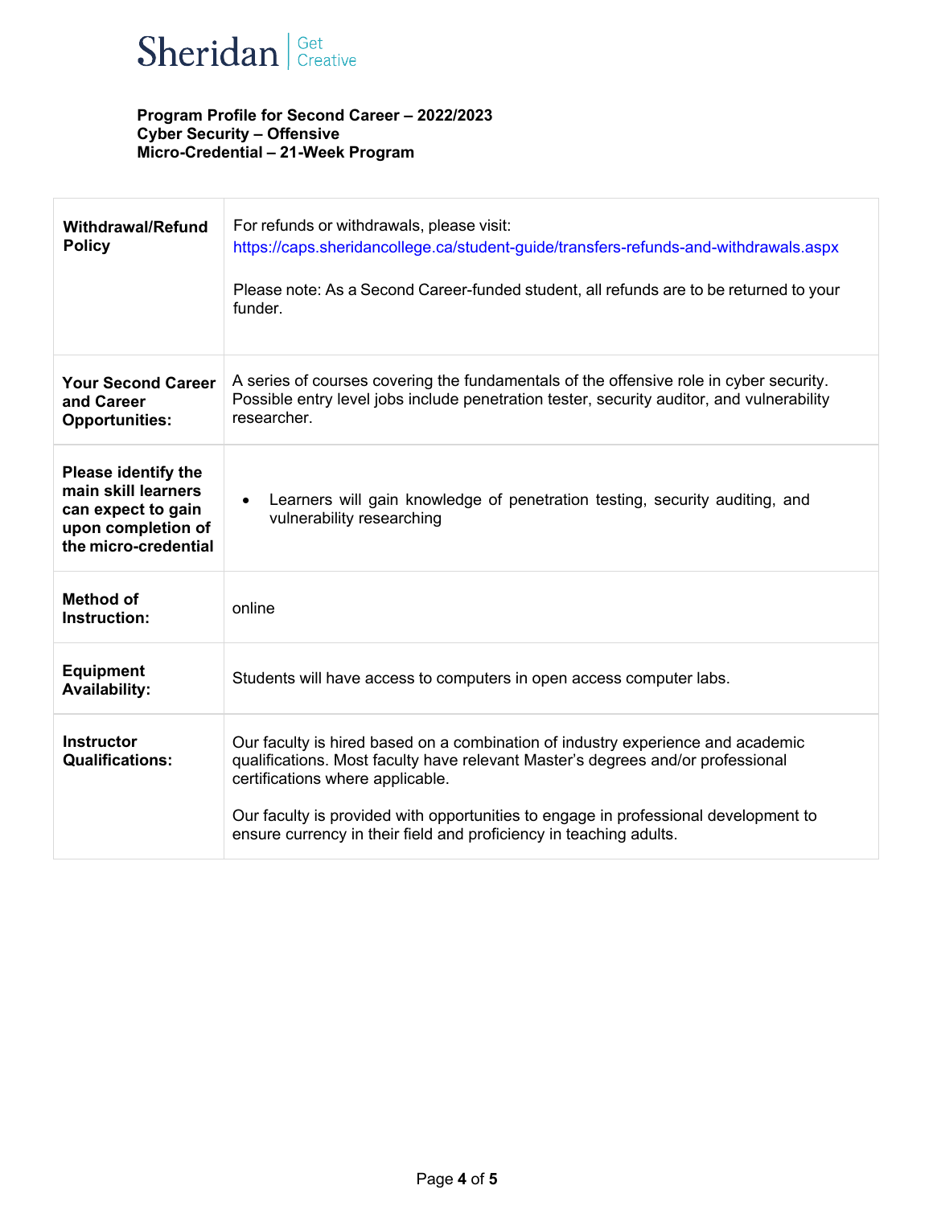**Program Profile for Second Career – 2022/2023**
**Cyber Security – Offensive**
**Micro-Credential – 21-Week Program**

| | |
|---|---|
| **Withdrawal/Refund Policy** | For refunds or withdrawals, please visit: https://caps.sheridancollege.ca/student-guide/transfers-refunds-and-withdrawals.aspx<br><br>Please note: As a Second Career-funded student, all refunds are to be returned to your funder. |
| **Your Second Career and Career Opportunities:** | A series of courses covering the fundamentals of the offensive role in cyber security. Possible entry level jobs include penetration tester, security auditor, and vulnerability researcher. |
| **Please identify the main skill learners can expect to gain upon completion of the micro-credential** | • Learners will gain knowledge of penetration testing, security auditing, and vulnerability researching |
| **Method of Instruction:** | online |
| **Equipment Availability:** | Students will have access to computers in open access computer labs. |
| **Instructor Qualifications:** | Our faculty is hired based on a combination of industry experience and academic qualifications. Most faculty have relevant Master's degrees and/or professional certifications where applicable.<br><br>Our faculty is provided with opportunities to engage in professional development to ensure currency in their field and proficiency in teaching adults. |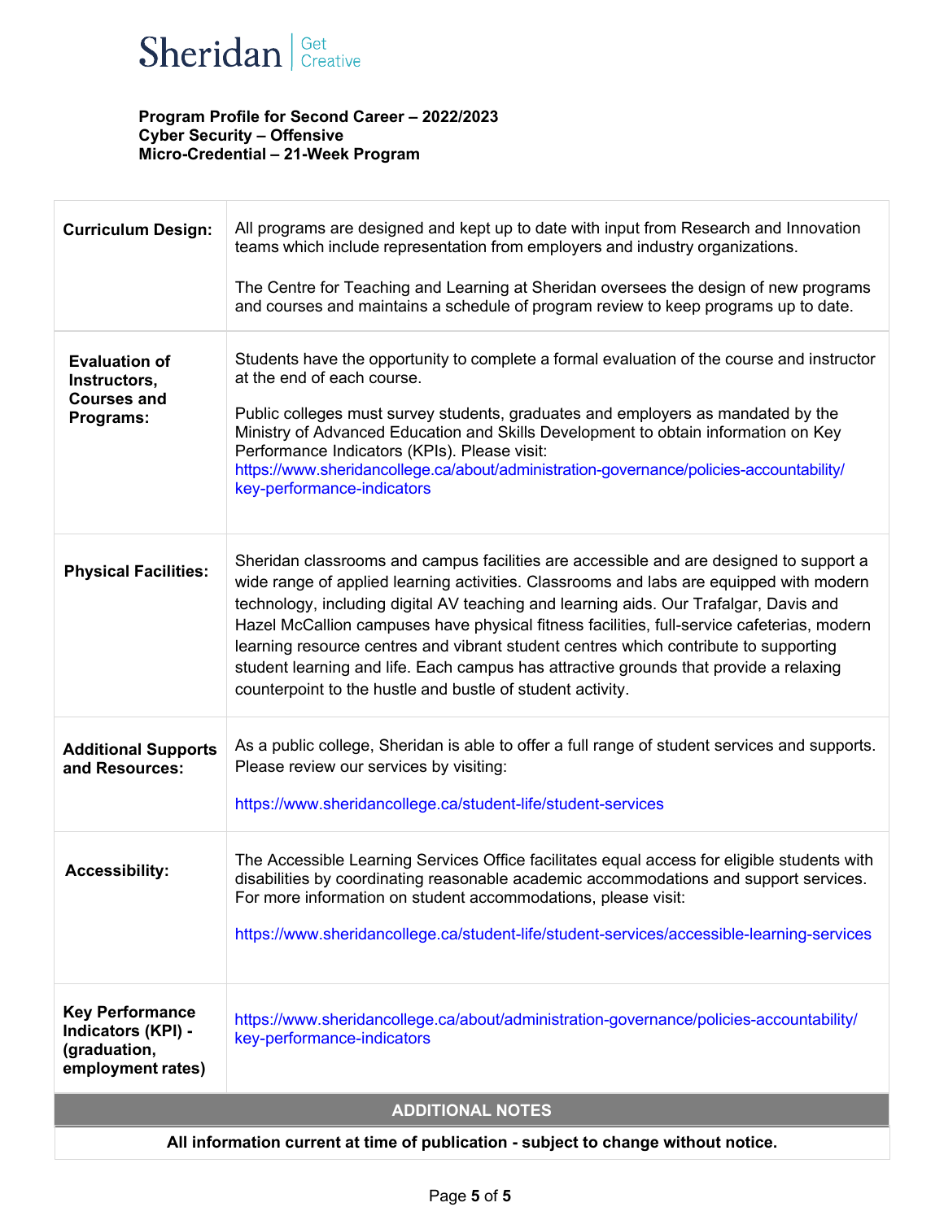Sheridan | Get Creative

**Program Profile for Second Career – 2022/2023**
**Cyber Security – Offensive**
**Micro-Credential – 21-Week Program**

| | |
|---|---|
| **Curriculum Design:** | All programs are designed and kept up to date with input from Research and Innovation teams which include representation from employers and industry organizations.<br><br>The Centre for Teaching and Learning at Sheridan oversees the design of new programs and courses and maintains a schedule of program review to keep programs up to date. |
| **Evaluation of Instructors, Courses and Programs:** | Students have the opportunity to complete a formal evaluation of the course and instructor at the end of each course.<br><br>Public colleges must survey students, graduates and employers as mandated by the Ministry of Advanced Education and Skills Development to obtain information on Key Performance Indicators (KPIs). Please visit: https://www.sheridancollege.ca/about/administration-governance/policies-accountability/key-performance-indicators |
| **Physical Facilities:** | Sheridan classrooms and campus facilities are accessible and are designed to support a wide range of applied learning activities. Classrooms and labs are equipped with modern technology, including digital AV teaching and learning aids. Our Trafalgar, Davis and Hazel McCallion campuses have physical fitness facilities, full-service cafeterias, modern learning resource centres and vibrant student centres which contribute to supporting student learning and life. Each campus has attractive grounds that provide a relaxing counterpoint to the hustle and bustle of student activity. |
| **Additional Supports and Resources:** | As a public college, Sheridan is able to offer a full range of student services and supports. Please review our services by visiting:<br><br>https://www.sheridancollege.ca/student-life/student-services |
| **Accessibility:** | The Accessible Learning Services Office facilitates equal access for eligible students with disabilities by coordinating reasonable academic accommodations and support services. For more information on student accommodations, please visit:<br><br>https://www.sheridancollege.ca/student-life/student-services/accessible-learning-services |
| **Key Performance Indicators (KPI) - (graduation, employment rates)** | https://www.sheridancollege.ca/about/administration-governance/policies-accountability/key-performance-indicators |

**ADDITIONAL NOTES**

**All information current at time of publication - subject to change without notice.**